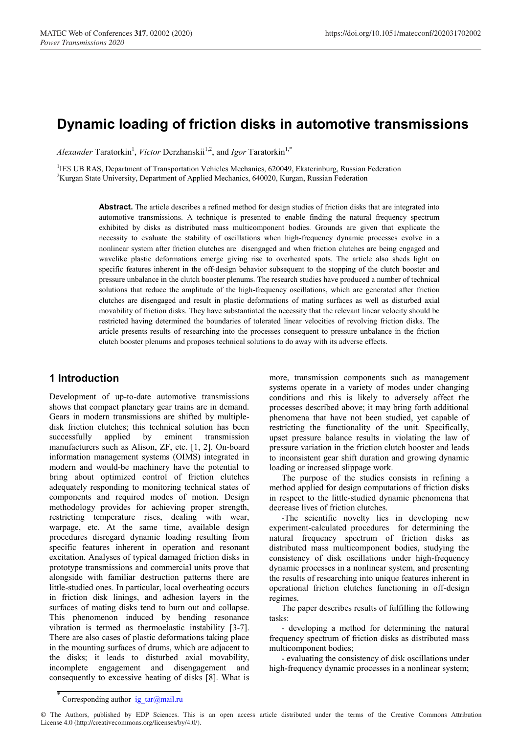# Dynamic loading of friction disks in automotive transmissions

*Alexander* Taratorkin[1], *Victor* Derzhanskii[1,2], and *Igor* Taratorkin[1,*]

[1]IES UB RAS, Department of Transportation Vehicles Mechanics, 620049, Ekaterinburg, Russian Federation
[2]Kurgan State University, Department of Applied Mechanics, 640020, Kurgan, Russian Federation

**Abstract.** The article describes a refined method for design studies of friction disks that are integrated into automotive transmissions. A technique is presented to enable finding the natural frequency spectrum exhibited by disks as distributed mass multicomponent bodies. Grounds are given that explicate the necessity to evaluate the stability of oscillations when high-frequency dynamic processes evolve in a nonlinear system after friction clutches are disengaged and when friction clutches are being engaged and wavelike plastic deformations emerge giving rise to overheated spots. The article also sheds light on specific features inherent in the off-design behavior subsequent to the stopping of the clutch booster and pressure unbalance in the clutch booster plenums. The research studies have produced a number of technical solutions that reduce the amplitude of the high-frequency oscillations, which are generated after friction clutches are disengaged and result in plastic deformations of mating surfaces as well as disturbed axial movability of friction disks. They have substantiated the necessity that the relevant linear velocity should be restricted having determined the boundaries of tolerated linear velocities of revolving friction disks. The article presents results of researching into the processes consequent to pressure unbalance in the friction clutch booster plenums and proposes technical solutions to do away with its adverse effects.

## 1 Introduction

Development of up-to-date automotive transmissions shows that compact planetary gear trains are in demand. Gears in modern transmissions are shifted by multiple-disk friction clutches; this technical solution has been successfully applied by eminent transmission manufacturers such as Alison, ZF, etc. [1, 2]. On-board information management systems (OIMS) integrated in modern and would-be machinery have the potential to bring about optimized control of friction clutches adequately responding to monitoring technical states of components and required modes of motion. Design methodology provides for achieving proper strength, restricting temperature rises, dealing with wear, warpage, etc. At the same time, available design procedures disregard dynamic loading resulting from specific features inherent in operation and resonant excitation. Analyses of typical damaged friction disks in prototype transmissions and commercial units prove that alongside with familiar destruction patterns there are little-studied ones. In particular, local overheating occurs in friction disk linings, and adhesion layers in the surfaces of mating disks tend to burn out and collapse. This phenomenon induced by bending resonance vibration is termed as thermoelastic instability [3-7]. There are also cases of plastic deformations taking place in the mounting surfaces of drums, which are adjacent to the disks; it leads to disturbed axial movability, incomplete engagement and disengagement and consequently to excessive heating of disks [8]. What is more, transmission components such as management systems operate in a variety of modes under changing conditions and this is likely to adversely affect the processes described above; it may bring forth additional phenomena that have not been studied, yet capable of restricting the functionality of the unit. Specifically, upset pressure balance results in violating the law of pressure variation in the friction clutch booster and leads to inconsistent gear shift duration and growing dynamic loading or increased slippage work.

The purpose of the studies consists in refining a method applied for design computations of friction disks in respect to the little-studied dynamic phenomena that decrease lives of friction clutches.

-The scientific novelty lies in developing new experiment-calculated procedures for determining the natural frequency spectrum of friction disks as distributed mass multicomponent bodies, studying the consistency of disk oscillations under high-frequency dynamic processes in a nonlinear system, and presenting the results of researching into unique features inherent in operational friction clutches functioning in off-design regimes.

The paper describes results of fulfilling the following tasks:

- developing a method for determining the natural frequency spectrum of friction disks as distributed mass multicomponent bodies;
- evaluating the consistency of disk oscillations under high-frequency dynamic processes in a nonlinear system;

* Corresponding author ig_tar@mail.ru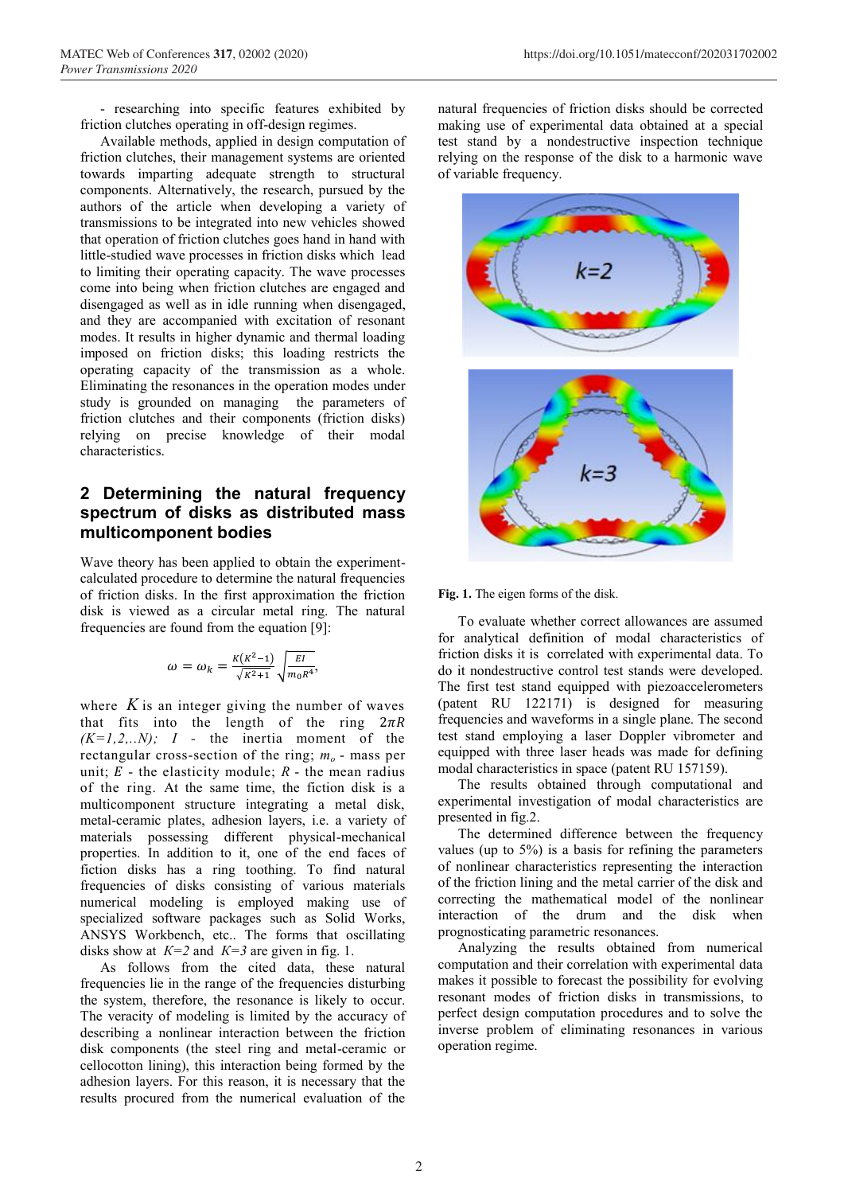- researching into specific features exhibited by friction clutches operating in off-design regimes.

Available methods, applied in design computation of friction clutches, their management systems are oriented towards imparting adequate strength to structural components. Alternatively, the research, pursued by the authors of the article when developing a variety of transmissions to be integrated into new vehicles showed that operation of friction clutches goes hand in hand with little-studied wave processes in friction disks which lead to limiting their operating capacity. The wave processes come into being when friction clutches are engaged and disengaged as well as in idle running when disengaged, and they are accompanied with excitation of resonant modes. It results in higher dynamic and thermal loading imposed on friction disks; this loading restricts the operating capacity of the transmission as a whole. Eliminating the resonances in the operation modes under study is grounded on managing the parameters of friction clutches and their components (friction disks) relying on precise knowledge of their modal characteristics.

## 2 Determining the natural frequency spectrum of disks as distributed mass multicomponent bodies

Wave theory has been applied to obtain the experiment-calculated procedure to determine the natural frequencies of friction disks. In the first approximation the friction disk is viewed as a circular metal ring. The natural frequencies are found from the equation [9]:

$$\omega = \omega_k = \frac{K(K^2-1)}{\sqrt{K^2+1}}\sqrt{\frac{EI}{m_0 R^4}},$$

where $K$ is an integer giving the number of waves that fits into the length of the ring $2\pi R$ $(K=1,2,..N)$; $I$ - the inertia moment of the rectangular cross-section of the ring; $m_o$ - mass per unit; $E$ - the elasticity module; $R$ - the mean radius of the ring. At the same time, the fiction disk is a multicomponent structure integrating a metal disk, metal-ceramic plates, adhesion layers, i.e. a variety of materials possessing different physical-mechanical properties. In addition to it, one of the end faces of fiction disks has a ring toothing. To find natural frequencies of disks consisting of various materials numerical modeling is employed making use of specialized software packages such as Solid Works, ANSYS Workbench, etc.. The forms that oscillating disks show at $K=2$ and $K=3$ are given in fig. 1.

As follows from the cited data, these natural frequencies lie in the range of the frequencies disturbing the system, therefore, the resonance is likely to occur. The veracity of modeling is limited by the accuracy of describing a nonlinear interaction between the friction disk components (the steel ring and metal-ceramic or cellocotton lining), this interaction being formed by the adhesion layers. For this reason, it is necessary that the results procured from the numerical evaluation of the natural frequencies of friction disks should be corrected making use of experimental data obtained at a special test stand by a nondestructive inspection technique relying on the response of the disk to a harmonic wave of variable frequency.

**Fig. 1.** The eigen forms of the disk.

To evaluate whether correct allowances are assumed for analytical definition of modal characteristics of friction disks it is correlated with experimental data. To do it nondestructive control test stands were developed. The first test stand equipped with piezoaccelerometers (patent RU 122171) is designed for measuring frequencies and waveforms in a single plane. The second test stand employing a laser Doppler vibrometer and equipped with three laser heads was made for defining modal characteristics in space (patent RU 157159).

The results obtained through computational and experimental investigation of modal characteristics are presented in fig.2.

The determined difference between the frequency values (up to 5%) is a basis for refining the parameters of nonlinear characteristics representing the interaction of the friction lining and the metal carrier of the disk and correcting the mathematical model of the nonlinear interaction of the drum and the disk when prognosticating parametric resonances.

Analyzing the results obtained from numerical computation and their correlation with experimental data makes it possible to forecast the possibility for evolving resonant modes of friction disks in transmissions, to perfect design computation procedures and to solve the inverse problem of eliminating resonances in various operation regime.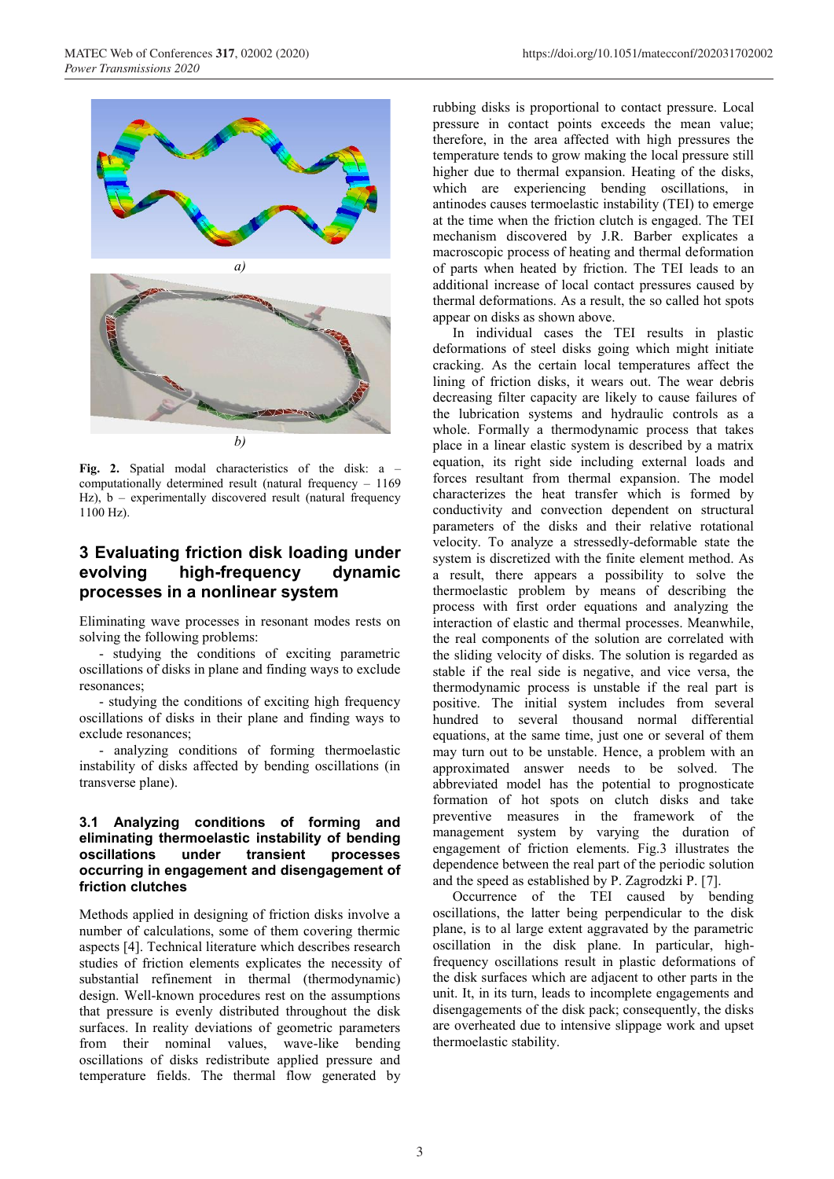*a)*

*b)*

**Fig. 2.** Spatial modal characteristics of the disk: a – computationally determined result (natural frequency – 1169 Hz), b – experimentally discovered result (natural frequency 1100 Hz).

## 3 Evaluating friction disk loading under evolving high-frequency dynamic processes in a nonlinear system

Eliminating wave processes in resonant modes rests on solving the following problems:

- studying the conditions of exciting parametric oscillations of disks in plane and finding ways to exclude resonances;
- studying the conditions of exciting high frequency oscillations of disks in their plane and finding ways to exclude resonances;
- analyzing conditions of forming thermoelastic instability of disks affected by bending oscillations (in transverse plane).

### 3.1 Analyzing conditions of forming and eliminating thermoelastic instability of bending oscillations under transient processes occurring in engagement and disengagement of friction clutches

Methods applied in designing of friction disks involve a number of calculations, some of them covering thermic aspects [4]. Technical literature which describes research studies of friction elements explicates the necessity of substantial refinement in thermal (thermodynamic) design. Well-known procedures rest on the assumptions that pressure is evenly distributed throughout the disk surfaces. In reality deviations of geometric parameters from their nominal values, wave-like bending oscillations of disks redistribute applied pressure and temperature fields. The thermal flow generated by rubbing disks is proportional to contact pressure. Local pressure in contact points exceeds the mean value; therefore, in the area affected with high pressures the temperature tends to grow making the local pressure still higher due to thermal expansion. Heating of the disks, which are experiencing bending oscillations, in antinodes causes termoelastic instability (TEI) to emerge at the time when the friction clutch is engaged. The TEI mechanism discovered by J.R. Barber explicates a macroscopic process of heating and thermal deformation of parts when heated by friction. The TEI leads to an additional increase of local contact pressures caused by thermal deformations. As a result, the so called hot spots appear on disks as shown above.

In individual cases the TEI results in plastic deformations of steel disks going which might initiate cracking. As the certain local temperatures affect the lining of friction disks, it wears out. The wear debris decreasing filter capacity are likely to cause failures of the lubrication systems and hydraulic controls as a whole. Formally a thermodynamic process that takes place in a linear elastic system is described by a matrix equation, its right side including external loads and forces resultant from thermal expansion. The model characterizes the heat transfer which is formed by conductivity and convection dependent on structural parameters of the disks and their relative rotational velocity. To analyze a stressedly-deformable state the system is discretized with the finite element method. As a result, there appears a possibility to solve the thermoelastic problem by means of describing the process with first order equations and analyzing the interaction of elastic and thermal processes. Meanwhile, the real components of the solution are correlated with the sliding velocity of disks. The solution is regarded as stable if the real side is negative, and vice versa, the thermodynamic process is unstable if the real part is positive. The initial system includes from several hundred to several thousand normal differential equations, at the same time, just one or several of them may turn out to be unstable. Hence, a problem with an approximated answer needs to be solved. The abbreviated model has the potential to prognosticate formation of hot spots on clutch disks and take preventive measures in the framework of the management system by varying the duration of engagement of friction elements. Fig.3 illustrates the dependence between the real part of the periodic solution and the speed as established by P. Zagrodzki P. [7].

Occurrence of the TEI caused by bending oscillations, the latter being perpendicular to the disk plane, is to al large extent aggravated by the parametric oscillation in the disk plane. In particular, high-frequency oscillations result in plastic deformations of the disk surfaces which are adjacent to other parts in the unit. It, in its turn, leads to incomplete engagements and disengagements of the disk pack; consequently, the disks are overheated due to intensive slippage work and upset thermoelastic stability.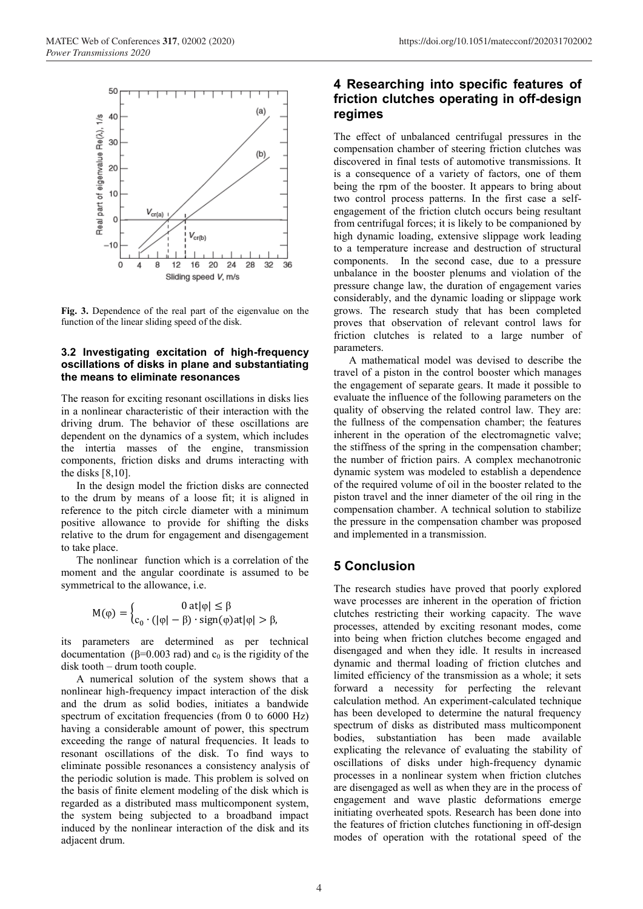**Fig. 3.** Dependence of the real part of the eigenvalue on the function of the linear sliding speed of the disk.

### 3.2 Investigating excitation of high-frequency oscillations of disks in plane and substantiating the means to eliminate resonances

The reason for exciting resonant oscillations in disks lies in a nonlinear characteristic of their interaction with the driving drum. The behavior of these oscillations are dependent on the dynamics of a system, which includes the intertia masses of the engine, transmission components, friction disks and drums interacting with the disks [8,10].

In the design model the friction disks are connected to the drum by means of a loose fit; it is aligned in reference to the pitch circle diameter with a minimum positive allowance to provide for shifting the disks relative to the drum for engagement and disengagement to take place.

The nonlinear function which is a correlation of the moment and the angular coordinate is assumed to be symmetrical to the allowance, i.e.

$$M(\varphi) = \begin{cases} 0 \text{ at} |\varphi| \leq \beta \\ c_0 \cdot (|\varphi| - \beta) \cdot \text{sign}(\varphi) \text{at} |\varphi| > \beta, \end{cases}$$

its parameters are determined as per technical documentation ($\beta$=0.003 rad) and $c_0$ is the rigidity of the disk tooth – drum tooth couple.

A numerical solution of the system shows that a nonlinear high-frequency impact interaction of the disk and the drum as solid bodies, initiates a bandwide spectrum of excitation frequencies (from 0 to 6000 Hz) having a considerable amount of power, this spectrum exceeding the range of natural frequencies. It leads to resonant oscillations of the disk. To find ways to eliminate possible resonances a consistency analysis of the periodic solution is made. This problem is solved on the basis of finite element modeling of the disk which is regarded as a distributed mass multicomponent system, the system being subjected to a broadband impact induced by the nonlinear interaction of the disk and its adjacent drum.

## 4 Researching into specific features of friction clutches operating in off-design regimes

The effect of unbalanced centrifugal pressures in the compensation chamber of steering friction clutches was discovered in final tests of automotive transmissions. It is a consequence of a variety of factors, one of them being the rpm of the booster. It appears to bring about two control process patterns. In the first case a self-engagement of the friction clutch occurs being resultant from centrifugal forces; it is likely to be companioned by high dynamic loading, extensive slippage work leading to a temperature increase and destruction of structural components. In the second case, due to a pressure unbalance in the booster plenums and violation of the pressure change law, the duration of engagement varies considerably, and the dynamic loading or slippage work grows. The research study that has been completed proves that observation of relevant control laws for friction clutches is related to a large number of parameters.

A mathematical model was devised to describe the travel of a piston in the control booster which manages the engagement of separate gears. It made it possible to evaluate the influence of the following parameters on the quality of observing the related control law. They are: the fullness of the compensation chamber; the features inherent in the operation of the electromagnetic valve; the stiffness of the spring in the compensation chamber; the number of friction pairs. A complex mechanotronic dynamic system was modeled to establish a dependence of the required volume of oil in the booster related to the piston travel and the inner diameter of the oil ring in the compensation chamber. A technical solution to stabilize the pressure in the compensation chamber was proposed and implemented in a transmission.

## 5 Conclusion

The research studies have proved that poorly explored wave processes are inherent in the operation of friction clutches restricting their working capacity. The wave processes, attended by exciting resonant modes, come into being when friction clutches become engaged and disengaged and when they idle. It results in increased dynamic and thermal loading of friction clutches and limited efficiency of the transmission as a whole; it sets forward a necessity for perfecting the relevant calculation method. An experiment-calculated technique has been developed to determine the natural frequency spectrum of disks as distributed mass multicomponent bodies, substantiation has been made available explicating the relevance of evaluating the stability of oscillations of disks under high-frequency dynamic processes in a nonlinear system when friction clutches are disengaged as well as when they are in the process of engagement and wave plastic deformations emerge initiating overheated spots. Research has been done into the features of friction clutches functioning in off-design modes of operation with the rotational speed of the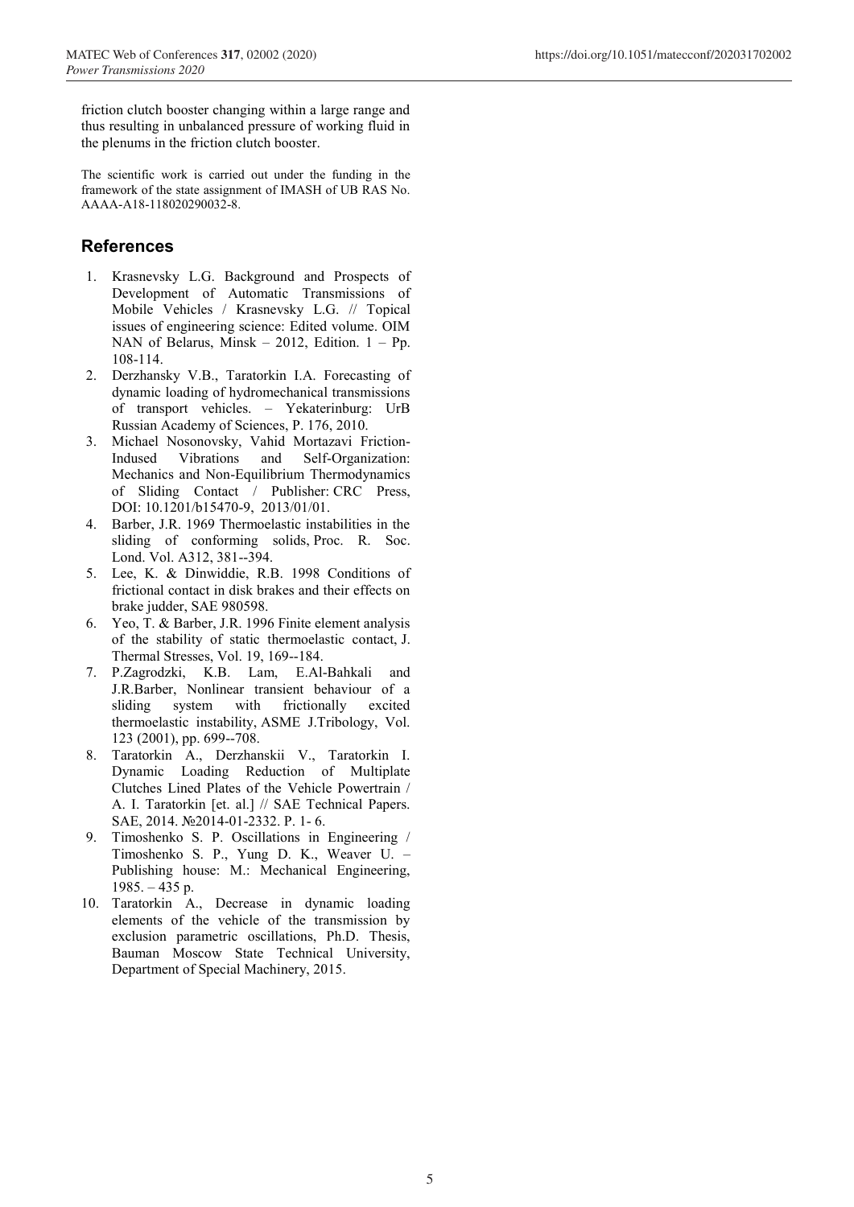friction clutch booster changing within a large range and thus resulting in unbalanced pressure of working fluid in the plenums in the friction clutch booster.

The scientific work is carried out under the funding in the framework of the state assignment of IMASH of UB RAS No. AAAA-A18-118020290032-8.

## References

1. Krasnevsky L.G. Background and Prospects of Development of Automatic Transmissions of Mobile Vehicles / Krasnevsky L.G. // Topical issues of engineering science: Edited volume. OIM NAN of Belarus, Minsk – 2012, Edition. 1 – Pp. 108-114.
2. Derzhansky V.B., Taratorkin I.A. Forecasting of dynamic loading of hydromechanical transmissions of transport vehicles. – Yekaterinburg: UrB Russian Academy of Sciences, P. 176, 2010.
3. Michael Nosonovsky, Vahid Mortazavi Friction-Indused Vibrations and Self-Organization: Mechanics and Non-Equilibrium Thermodynamics of Sliding Contact / Publisher: CRC Press, DOI: 10.1201/b15470-9, 2013/01/01.
4. Barber, J.R. 1969 Thermoelastic instabilities in the sliding of conforming solids, Proc. R. Soc. Lond. Vol. A312, 381--394.
5. Lee, K. & Dinwiddie, R.B. 1998 Conditions of frictional contact in disk brakes and their effects on brake judder, SAE 980598.
6. Yeo, T. & Barber, J.R. 1996 Finite element analysis of the stability of static thermoelastic contact, J. Thermal Stresses, Vol. 19, 169--184.
7. P.Zagrodzki, K.B. Lam, E.Al-Bahkali and J.R.Barber, Nonlinear transient behaviour of a sliding system with frictionally excited thermoelastic instability, ASME J.Tribology, Vol. 123 (2001), pp. 699--708.
8. Taratorkin A., Derzhanskii V., Taratorkin I. Dynamic Loading Reduction of Multiplate Clutches Lined Plates of the Vehicle Powertrain / A. I. Taratorkin [et. al.] // SAE Technical Papers. SAE, 2014. №2014-01-2332. P. 1- 6.
9. Timoshenko S. P. Oscillations in Engineering / Timoshenko S. P., Yung D. K., Weaver U. – Publishing house: M.: Mechanical Engineering, 1985. – 435 p.
10. Taratorkin A., Decrease in dynamic loading elements of the vehicle of the transmission by exclusion parametric oscillations, Ph.D. Thesis, Bauman Moscow State Technical University, Department of Special Machinery, 2015.